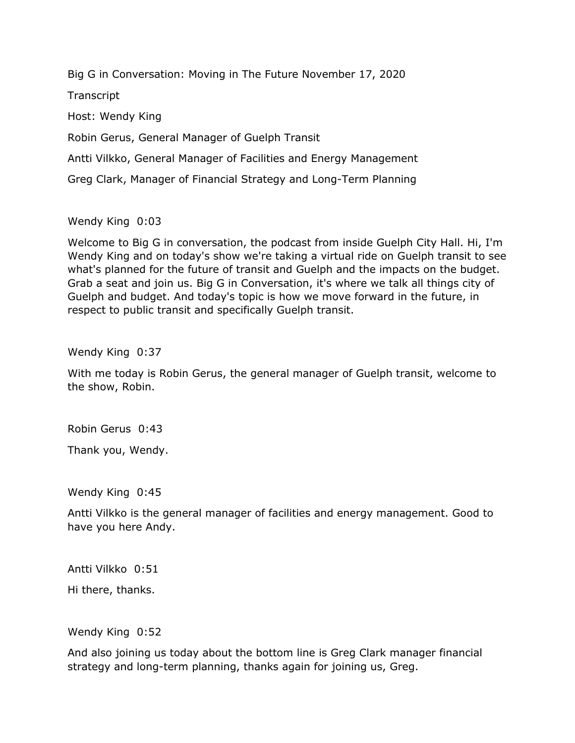Big G in Conversation: Moving in The Future November 17, 2020

Transcript

Host: Wendy King

Robin Gerus, General Manager of Guelph Transit

Antti Vilkko, General Manager of Facilities and Energy Management

Greg Clark, Manager of Financial Strategy and Long-Term Planning

Wendy King 0:03

Welcome to Big G in conversation, the podcast from inside Guelph City Hall. Hi, I'm Wendy King and on today's show we're taking a virtual ride on Guelph transit to see what's planned for the future of transit and Guelph and the impacts on the budget. Grab a seat and join us. Big G in Conversation, it's where we talk all things city of Guelph and budget. And today's topic is how we move forward in the future, in respect to public transit and specifically Guelph transit.

Wendy King 0:37

With me today is Robin Gerus, the general manager of Guelph transit, welcome to the show, Robin.

Robin Gerus 0:43

Thank you, Wendy.

Wendy King 0:45

Antti Vilkko is the general manager of facilities and energy management. Good to have you here Andy.

Antti Vilkko 0:51

Hi there, thanks.

Wendy King 0:52

And also joining us today about the bottom line is Greg Clark manager financial strategy and long-term planning, thanks again for joining us, Greg.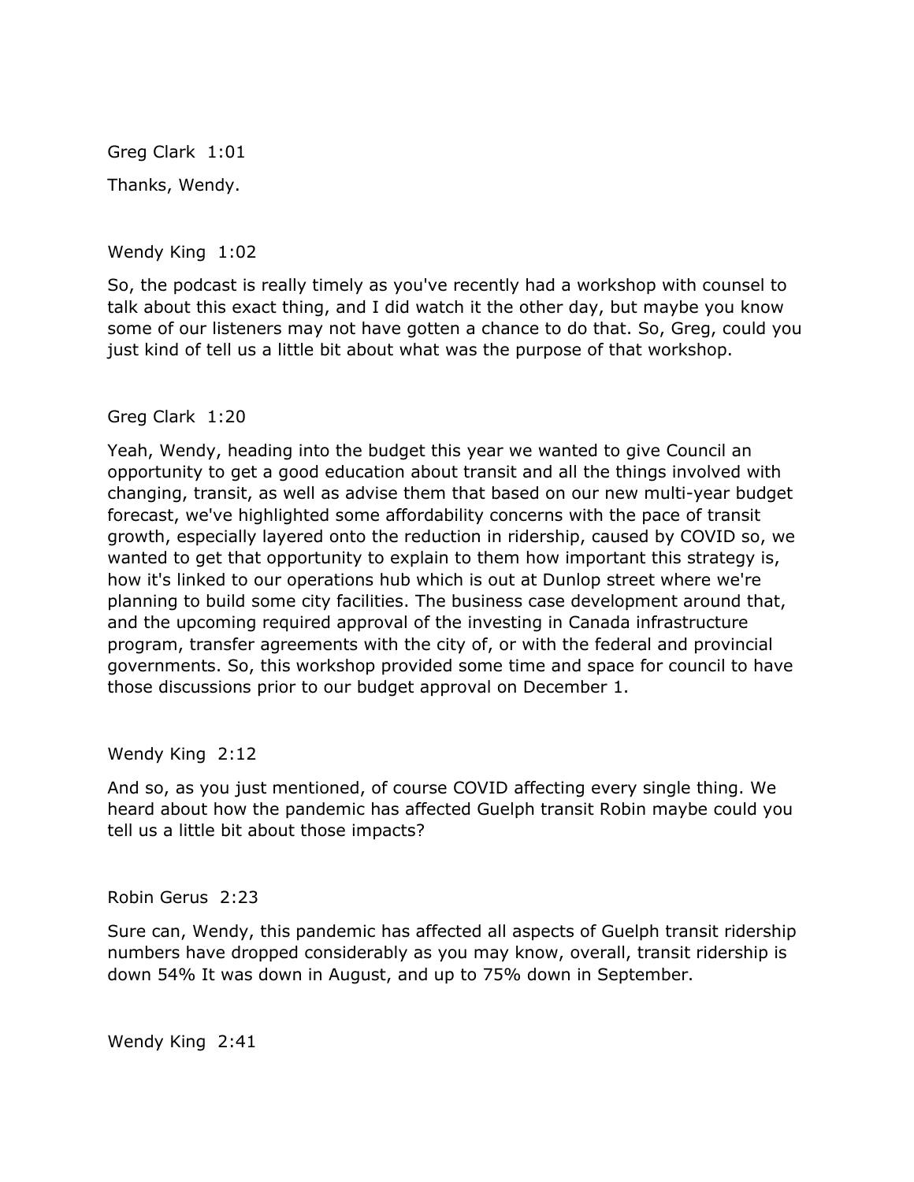Greg Clark 1:01

Thanks, Wendy.

Wendy King 1:02

So, the podcast is really timely as you've recently had a workshop with counsel to talk about this exact thing, and I did watch it the other day, but maybe you know some of our listeners may not have gotten a chance to do that. So, Greg, could you just kind of tell us a little bit about what was the purpose of that workshop.

Greg Clark 1:20

Yeah, Wendy, heading into the budget this year we wanted to give Council an opportunity to get a good education about transit and all the things involved with changing, transit, as well as advise them that based on our new multi-year budget forecast, we've highlighted some affordability concerns with the pace of transit growth, especially layered onto the reduction in ridership, caused by COVID so, we wanted to get that opportunity to explain to them how important this strategy is, how it's linked to our operations hub which is out at Dunlop street where we're planning to build some city facilities. The business case development around that, and the upcoming required approval of the investing in Canada infrastructure program, transfer agreements with the city of, or with the federal and provincial governments. So, this workshop provided some time and space for council to have those discussions prior to our budget approval on December 1.

Wendy King 2:12

And so, as you just mentioned, of course COVID affecting every single thing. We heard about how the pandemic has affected Guelph transit Robin maybe could you tell us a little bit about those impacts?

Robin Gerus 2:23

Sure can, Wendy, this pandemic has affected all aspects of Guelph transit ridership numbers have dropped considerably as you may know, overall, transit ridership is down 54% It was down in August, and up to 75% down in September.

Wendy King 2:41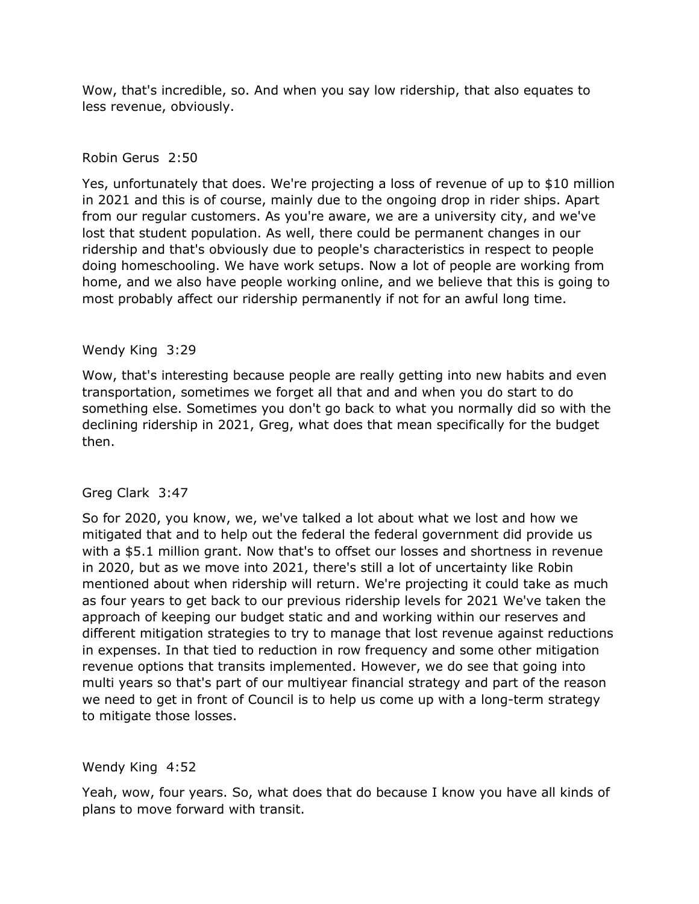Wow, that's incredible, so. And when you say low ridership, that also equates to less revenue, obviously.

Robin Gerus 2:50

Yes, unfortunately that does. We're projecting a loss of revenue of up to $10 million in 2021 and this is of course, mainly due to the ongoing drop in rider ships. Apart from our regular customers. As you're aware, we are a university city, and we've lost that student population. As well, there could be permanent changes in our ridership and that's obviously due to people's characteristics in respect to people doing homeschooling. We have work setups. Now a lot of people are working from home, and we also have people working online, and we believe that this is going to most probably affect our ridership permanently if not for an awful long time.

Wendy King 3:29

Wow, that's interesting because people are really getting into new habits and even transportation, sometimes we forget all that and and when you do start to do something else. Sometimes you don't go back to what you normally did so with the declining ridership in 2021, Greg, what does that mean specifically for the budget then.

Greg Clark 3:47

So for 2020, you know, we, we've talked a lot about what we lost and how we mitigated that and to help out the federal the federal government did provide us with a $5.1 million grant. Now that's to offset our losses and shortness in revenue in 2020, but as we move into 2021, there's still a lot of uncertainty like Robin mentioned about when ridership will return. We're projecting it could take as much as four years to get back to our previous ridership levels for 2021 We've taken the approach of keeping our budget static and and working within our reserves and different mitigation strategies to try to manage that lost revenue against reductions in expenses. In that tied to reduction in row frequency and some other mitigation revenue options that transits implemented. However, we do see that going into multi years so that's part of our multiyear financial strategy and part of the reason we need to get in front of Council is to help us come up with a long-term strategy to mitigate those losses.

Wendy King 4:52

Yeah, wow, four years. So, what does that do because I know you have all kinds of plans to move forward with transit.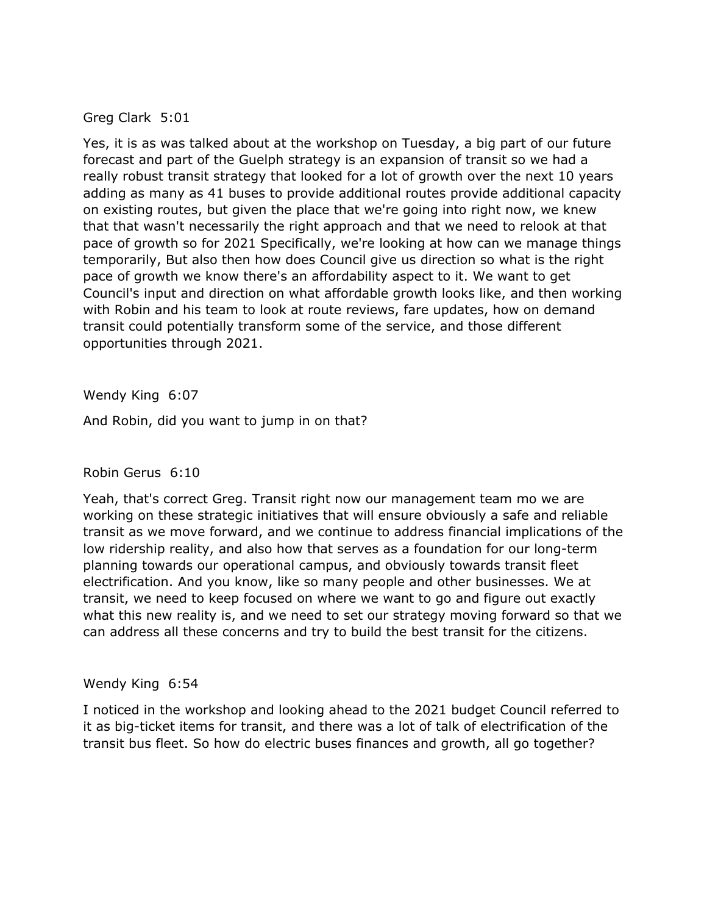Greg Clark  5:01

Yes, it is as was talked about at the workshop on Tuesday, a big part of our future forecast and part of the Guelph strategy is an expansion of transit so we had a really robust transit strategy that looked for a lot of growth over the next 10 years adding as many as 41 buses to provide additional routes provide additional capacity on existing routes, but given the place that we're going into right now, we knew that that wasn't necessarily the right approach and that we need to relook at that pace of growth so for 2021 Specifically, we're looking at how can we manage things temporarily, But also then how does Council give us direction so what is the right pace of growth we know there's an affordability aspect to it. We want to get Council's input and direction on what affordable growth looks like, and then working with Robin and his team to look at route reviews, fare updates, how on demand transit could potentially transform some of the service, and those different opportunities through 2021.

Wendy King  6:07

And Robin, did you want to jump in on that?

Robin Gerus  6:10

Yeah, that's correct Greg. Transit right now our management team mo we are working on these strategic initiatives that will ensure obviously a safe and reliable transit as we move forward, and we continue to address financial implications of the low ridership reality, and also how that serves as a foundation for our long-term planning towards our operational campus, and obviously towards transit fleet electrification. And you know, like so many people and other businesses. We at transit, we need to keep focused on where we want to go and figure out exactly what this new reality is, and we need to set our strategy moving forward so that we can address all these concerns and try to build the best transit for the citizens.

Wendy King  6:54

I noticed in the workshop and looking ahead to the 2021 budget Council referred to it as big-ticket items for transit, and there was a lot of talk of electrification of the transit bus fleet. So how do electric buses finances and growth, all go together?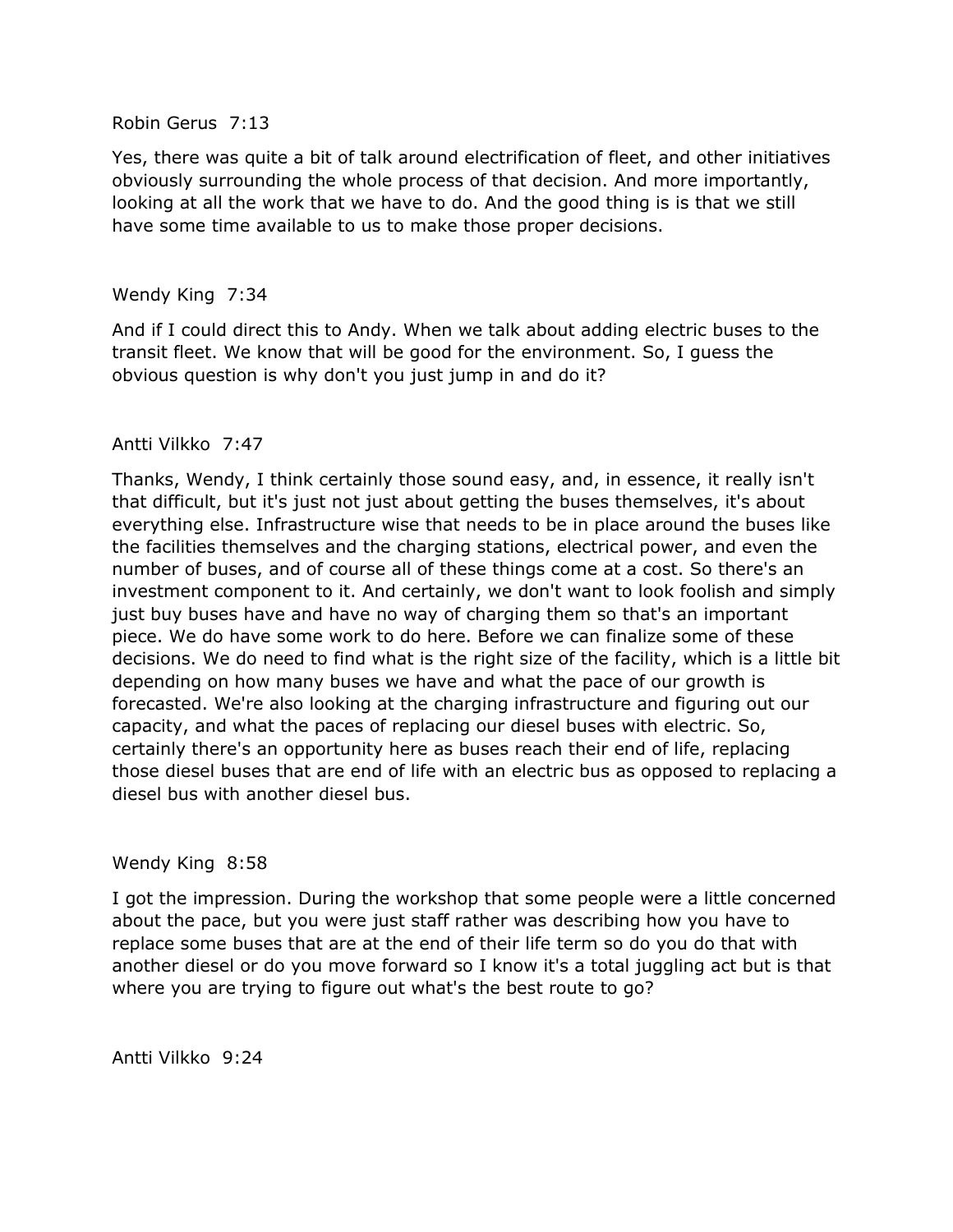Robin Gerus 7:13

Yes, there was quite a bit of talk around electrification of fleet, and other initiatives obviously surrounding the whole process of that decision. And more importantly, looking at all the work that we have to do. And the good thing is is that we still have some time available to us to make those proper decisions.

Wendy King 7:34

And if I could direct this to Andy. When we talk about adding electric buses to the transit fleet. We know that will be good for the environment. So, I guess the obvious question is why don't you just jump in and do it?

Antti Vilkko 7:47

Thanks, Wendy, I think certainly those sound easy, and, in essence, it really isn't that difficult, but it's just not just about getting the buses themselves, it's about everything else. Infrastructure wise that needs to be in place around the buses like the facilities themselves and the charging stations, electrical power, and even the number of buses, and of course all of these things come at a cost. So there's an investment component to it. And certainly, we don't want to look foolish and simply just buy buses have and have no way of charging them so that's an important piece. We do have some work to do here. Before we can finalize some of these decisions. We do need to find what is the right size of the facility, which is a little bit depending on how many buses we have and what the pace of our growth is forecasted. We're also looking at the charging infrastructure and figuring out our capacity, and what the paces of replacing our diesel buses with electric. So, certainly there's an opportunity here as buses reach their end of life, replacing those diesel buses that are end of life with an electric bus as opposed to replacing a diesel bus with another diesel bus.

Wendy King 8:58

I got the impression. During the workshop that some people were a little concerned about the pace, but you were just staff rather was describing how you have to replace some buses that are at the end of their life term so do you do that with another diesel or do you move forward so I know it's a total juggling act but is that where you are trying to figure out what's the best route to go?

Antti Vilkko 9:24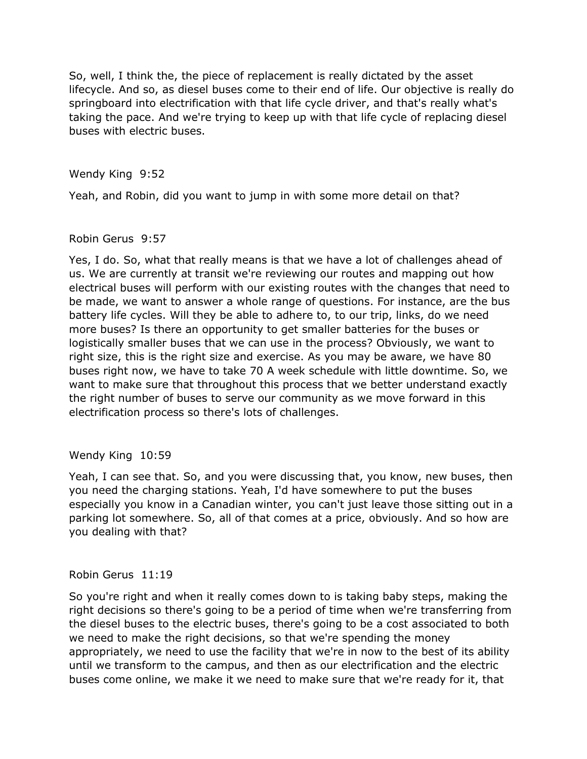So, well, I think the, the piece of replacement is really dictated by the asset lifecycle. And so, as diesel buses come to their end of life. Our objective is really do springboard into electrification with that life cycle driver, and that's really what's taking the pace. And we're trying to keep up with that life cycle of replacing diesel buses with electric buses.

Wendy King 9:52

Yeah, and Robin, did you want to jump in with some more detail on that?

Robin Gerus 9:57

Yes, I do. So, what that really means is that we have a lot of challenges ahead of us. We are currently at transit we're reviewing our routes and mapping out how electrical buses will perform with our existing routes with the changes that need to be made, we want to answer a whole range of questions. For instance, are the bus battery life cycles. Will they be able to adhere to, to our trip, links, do we need more buses? Is there an opportunity to get smaller batteries for the buses or logistically smaller buses that we can use in the process? Obviously, we want to right size, this is the right size and exercise. As you may be aware, we have 80 buses right now, we have to take 70 A week schedule with little downtime. So, we want to make sure that throughout this process that we better understand exactly the right number of buses to serve our community as we move forward in this electrification process so there's lots of challenges.

Wendy King 10:59

Yeah, I can see that. So, and you were discussing that, you know, new buses, then you need the charging stations. Yeah, I'd have somewhere to put the buses especially you know in a Canadian winter, you can't just leave those sitting out in a parking lot somewhere. So, all of that comes at a price, obviously. And so how are you dealing with that?

Robin Gerus 11:19

So you're right and when it really comes down to is taking baby steps, making the right decisions so there's going to be a period of time when we're transferring from the diesel buses to the electric buses, there's going to be a cost associated to both we need to make the right decisions, so that we're spending the money appropriately, we need to use the facility that we're in now to the best of its ability until we transform to the campus, and then as our electrification and the electric buses come online, we make it we need to make sure that we're ready for it, that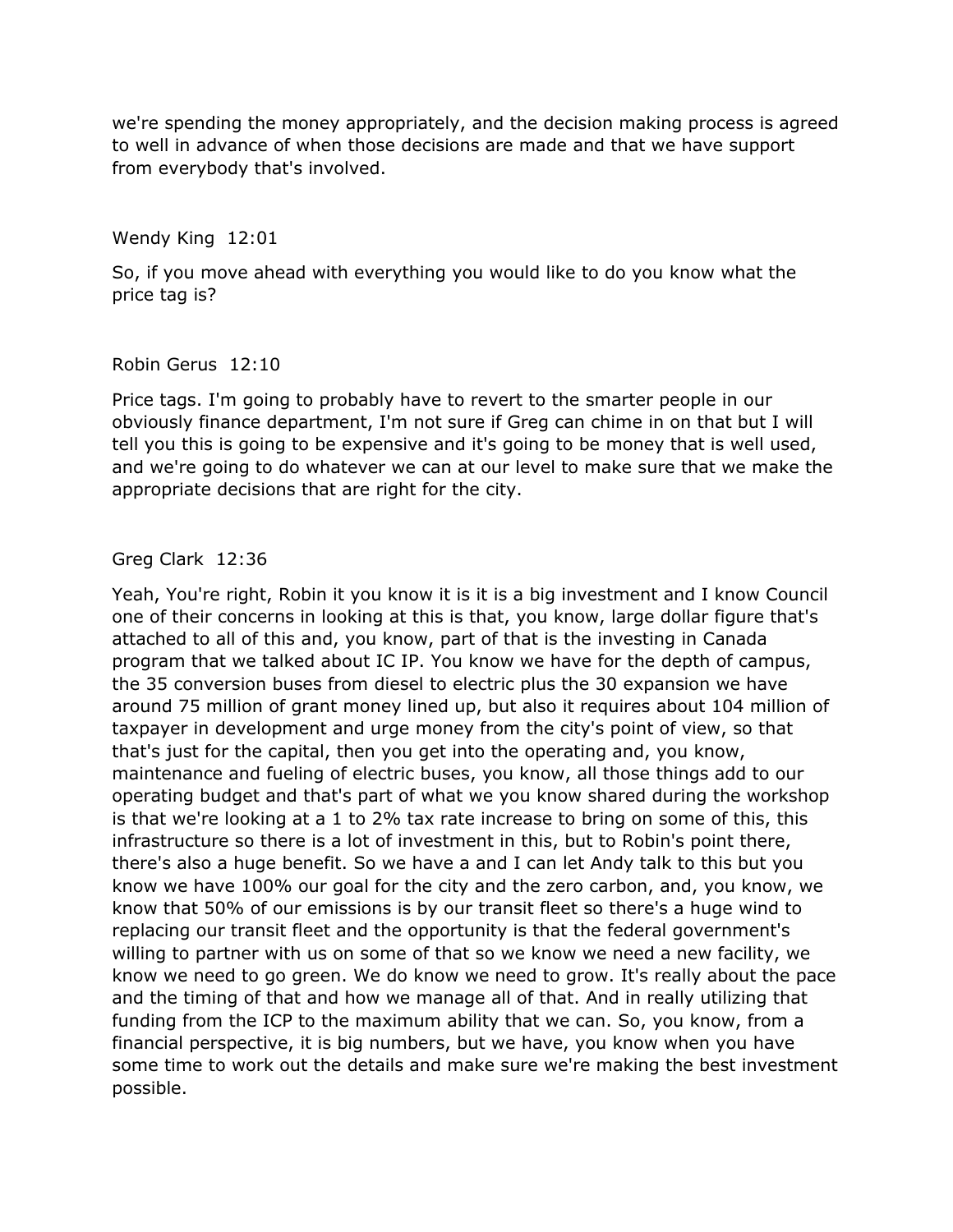we're spending the money appropriately, and the decision making process is agreed to well in advance of when those decisions are made and that we have support from everybody that's involved.

Wendy King 12:01

So, if you move ahead with everything you would like to do you know what the price tag is?

Robin Gerus 12:10

Price tags. I'm going to probably have to revert to the smarter people in our obviously finance department, I'm not sure if Greg can chime in on that but I will tell you this is going to be expensive and it's going to be money that is well used, and we're going to do whatever we can at our level to make sure that we make the appropriate decisions that are right for the city.

Greg Clark 12:36

Yeah, You're right, Robin it you know it is it is a big investment and I know Council one of their concerns in looking at this is that, you know, large dollar figure that's attached to all of this and, you know, part of that is the investing in Canada program that we talked about IC IP. You know we have for the depth of campus, the 35 conversion buses from diesel to electric plus the 30 expansion we have around 75 million of grant money lined up, but also it requires about 104 million of taxpayer in development and urge money from the city's point of view, so that that's just for the capital, then you get into the operating and, you know, maintenance and fueling of electric buses, you know, all those things add to our operating budget and that's part of what we you know shared during the workshop is that we're looking at a 1 to 2% tax rate increase to bring on some of this, this infrastructure so there is a lot of investment in this, but to Robin's point there, there's also a huge benefit. So we have a and I can let Andy talk to this but you know we have 100% our goal for the city and the zero carbon, and, you know, we know that 50% of our emissions is by our transit fleet so there's a huge wind to replacing our transit fleet and the opportunity is that the federal government's willing to partner with us on some of that so we know we need a new facility, we know we need to go green. We do know we need to grow. It's really about the pace and the timing of that and how we manage all of that. And in really utilizing that funding from the ICP to the maximum ability that we can. So, you know, from a financial perspective, it is big numbers, but we have, you know when you have some time to work out the details and make sure we're making the best investment possible.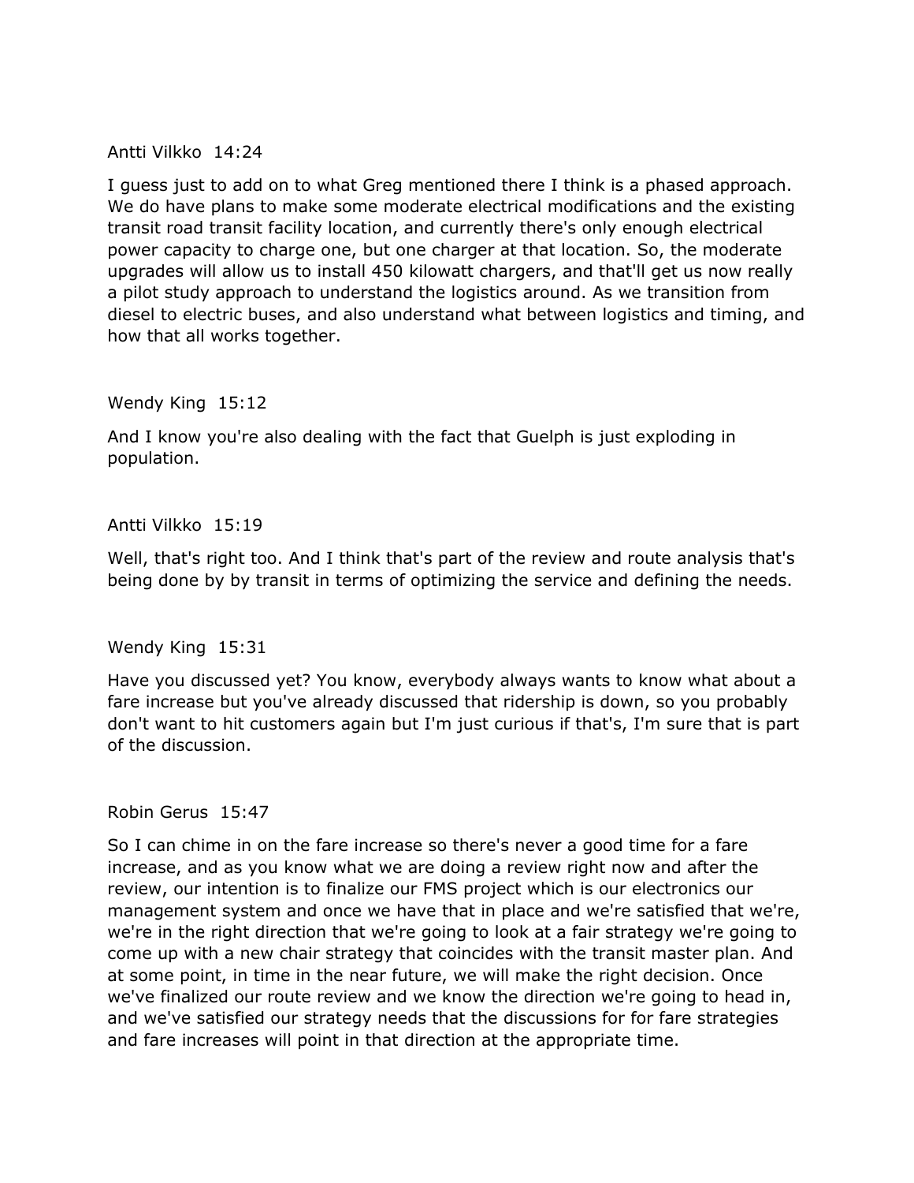Antti Vilkko 14:24

I guess just to add on to what Greg mentioned there I think is a phased approach. We do have plans to make some moderate electrical modifications and the existing transit road transit facility location, and currently there's only enough electrical power capacity to charge one, but one charger at that location. So, the moderate upgrades will allow us to install 450 kilowatt chargers, and that'll get us now really a pilot study approach to understand the logistics around. As we transition from diesel to electric buses, and also understand what between logistics and timing, and how that all works together.

Wendy King 15:12

And I know you're also dealing with the fact that Guelph is just exploding in population.

Antti Vilkko 15:19

Well, that's right too. And I think that's part of the review and route analysis that's being done by by transit in terms of optimizing the service and defining the needs.

Wendy King 15:31

Have you discussed yet? You know, everybody always wants to know what about a fare increase but you've already discussed that ridership is down, so you probably don't want to hit customers again but I'm just curious if that's, I'm sure that is part of the discussion.

Robin Gerus 15:47

So I can chime in on the fare increase so there's never a good time for a fare increase, and as you know what we are doing a review right now and after the review, our intention is to finalize our FMS project which is our electronics our management system and once we have that in place and we're satisfied that we're, we're in the right direction that we're going to look at a fair strategy we're going to come up with a new chair strategy that coincides with the transit master plan. And at some point, in time in the near future, we will make the right decision. Once we've finalized our route review and we know the direction we're going to head in, and we've satisfied our strategy needs that the discussions for for fare strategies and fare increases will point in that direction at the appropriate time.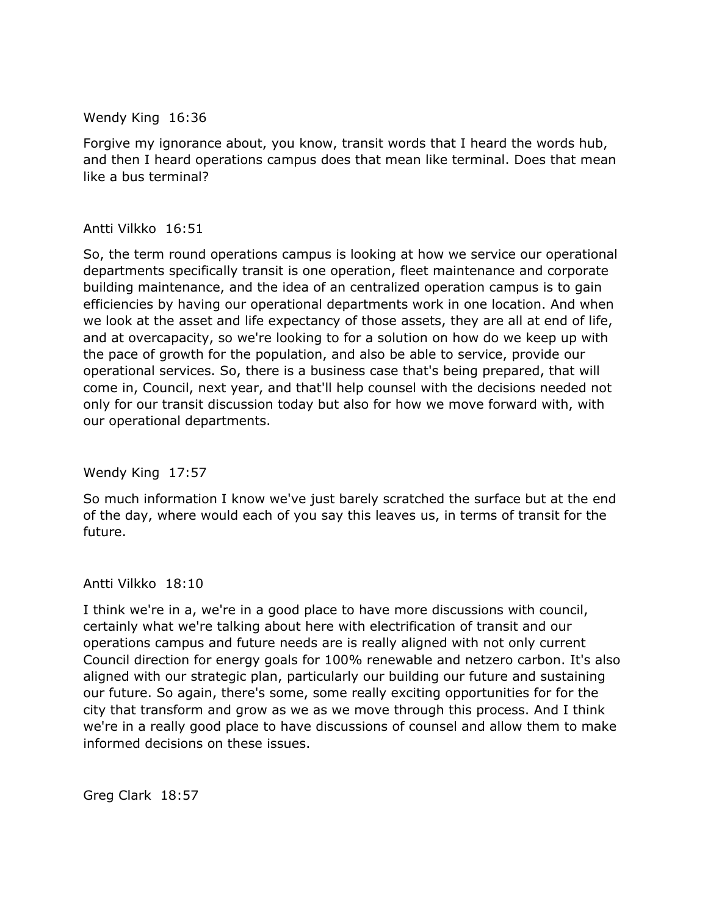Wendy King 16:36

Forgive my ignorance about, you know, transit words that I heard the words hub, and then I heard operations campus does that mean like terminal. Does that mean like a bus terminal?

Antti Vilkko 16:51

So, the term round operations campus is looking at how we service our operational departments specifically transit is one operation, fleet maintenance and corporate building maintenance, and the idea of an centralized operation campus is to gain efficiencies by having our operational departments work in one location. And when we look at the asset and life expectancy of those assets, they are all at end of life, and at overcapacity, so we're looking to for a solution on how do we keep up with the pace of growth for the population, and also be able to service, provide our operational services. So, there is a business case that's being prepared, that will come in, Council, next year, and that'll help counsel with the decisions needed not only for our transit discussion today but also for how we move forward with, with our operational departments.

Wendy King 17:57

So much information I know we've just barely scratched the surface but at the end of the day, where would each of you say this leaves us, in terms of transit for the future.

Antti Vilkko 18:10

I think we're in a, we're in a good place to have more discussions with council, certainly what we're talking about here with electrification of transit and our operations campus and future needs are is really aligned with not only current Council direction for energy goals for 100% renewable and netzero carbon. It's also aligned with our strategic plan, particularly our building our future and sustaining our future. So again, there's some, some really exciting opportunities for for the city that transform and grow as we as we move through this process. And I think we're in a really good place to have discussions of counsel and allow them to make informed decisions on these issues.

Greg Clark 18:57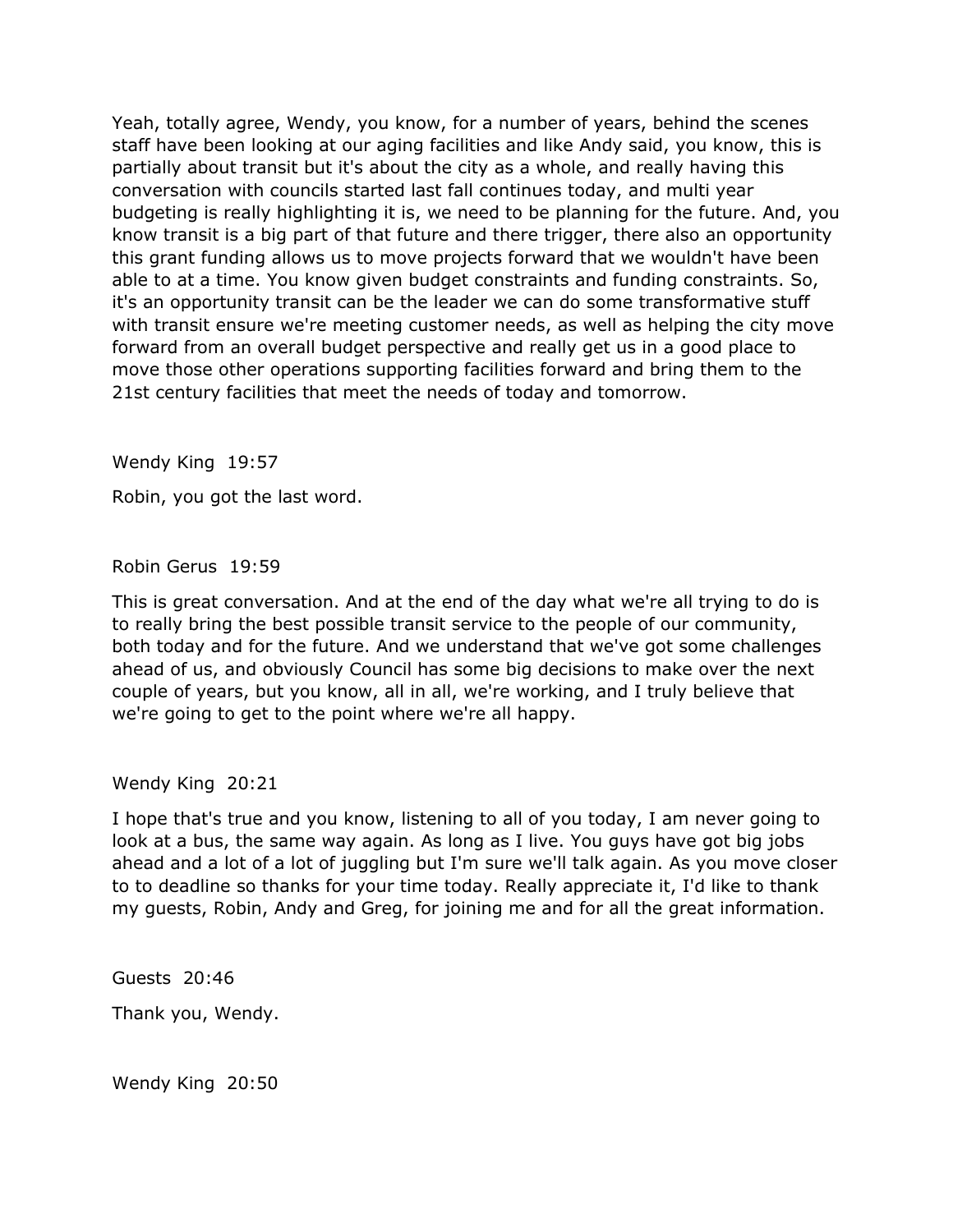Yeah, totally agree, Wendy, you know, for a number of years, behind the scenes staff have been looking at our aging facilities and like Andy said, you know, this is partially about transit but it's about the city as a whole, and really having this conversation with councils started last fall continues today, and multi year budgeting is really highlighting it is, we need to be planning for the future. And, you know transit is a big part of that future and there trigger, there also an opportunity this grant funding allows us to move projects forward that we wouldn't have been able to at a time. You know given budget constraints and funding constraints. So, it's an opportunity transit can be the leader we can do some transformative stuff with transit ensure we're meeting customer needs, as well as helping the city move forward from an overall budget perspective and really get us in a good place to move those other operations supporting facilities forward and bring them to the 21st century facilities that meet the needs of today and tomorrow.

Wendy King 19:57

Robin, you got the last word.

Robin Gerus 19:59

This is great conversation. And at the end of the day what we're all trying to do is to really bring the best possible transit service to the people of our community, both today and for the future. And we understand that we've got some challenges ahead of us, and obviously Council has some big decisions to make over the next couple of years, but you know, all in all, we're working, and I truly believe that we're going to get to the point where we're all happy.

Wendy King 20:21

I hope that's true and you know, listening to all of you today, I am never going to look at a bus, the same way again. As long as I live. You guys have got big jobs ahead and a lot of a lot of juggling but I'm sure we'll talk again. As you move closer to to deadline so thanks for your time today. Really appreciate it, I'd like to thank my guests, Robin, Andy and Greg, for joining me and for all the great information.

Guests 20:46

Thank you, Wendy.

Wendy King 20:50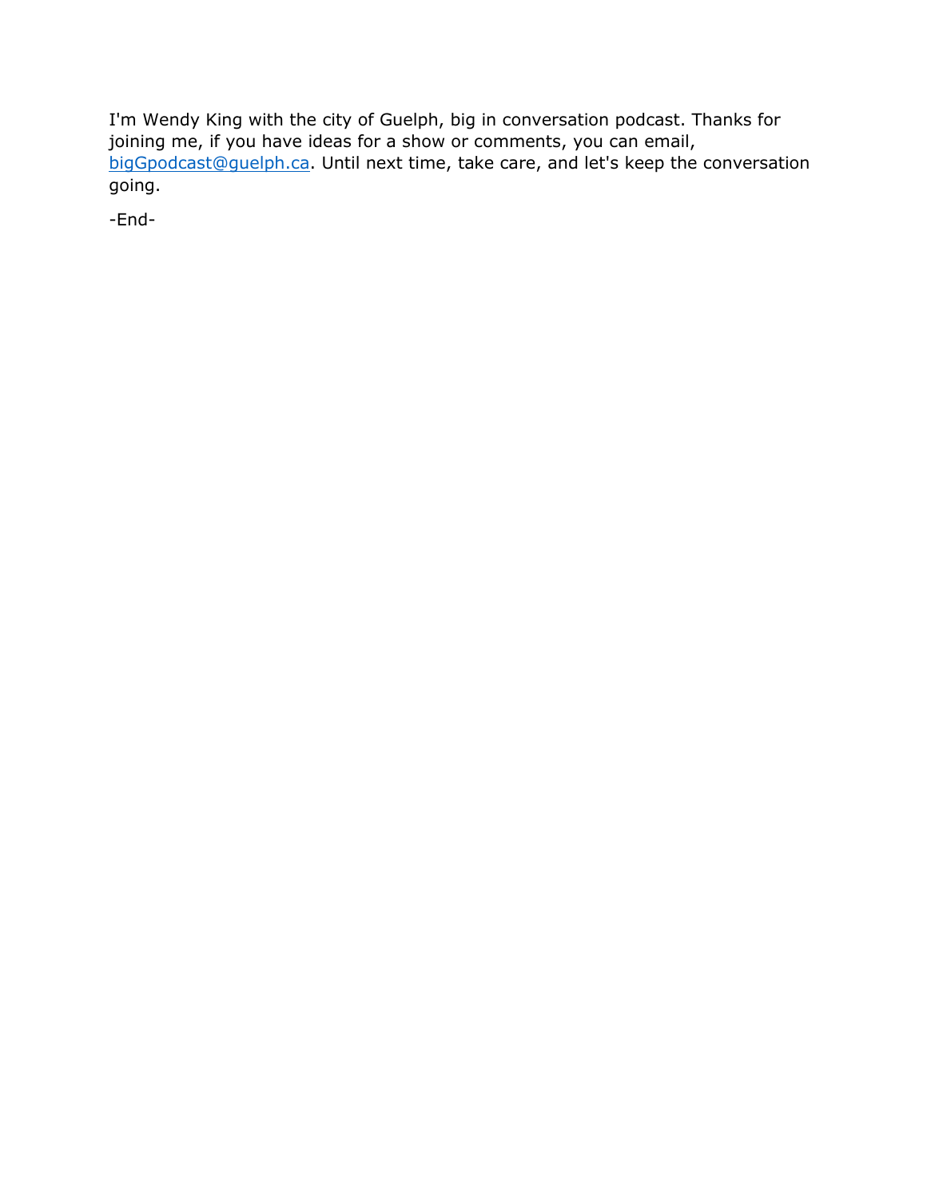I'm Wendy King with the city of Guelph, big in conversation podcast. Thanks for joining me, if you have ideas for a show or comments, you can email, bigGpodcast@guelph.ca. Until next time, take care, and let's keep the conversation going.

-End-